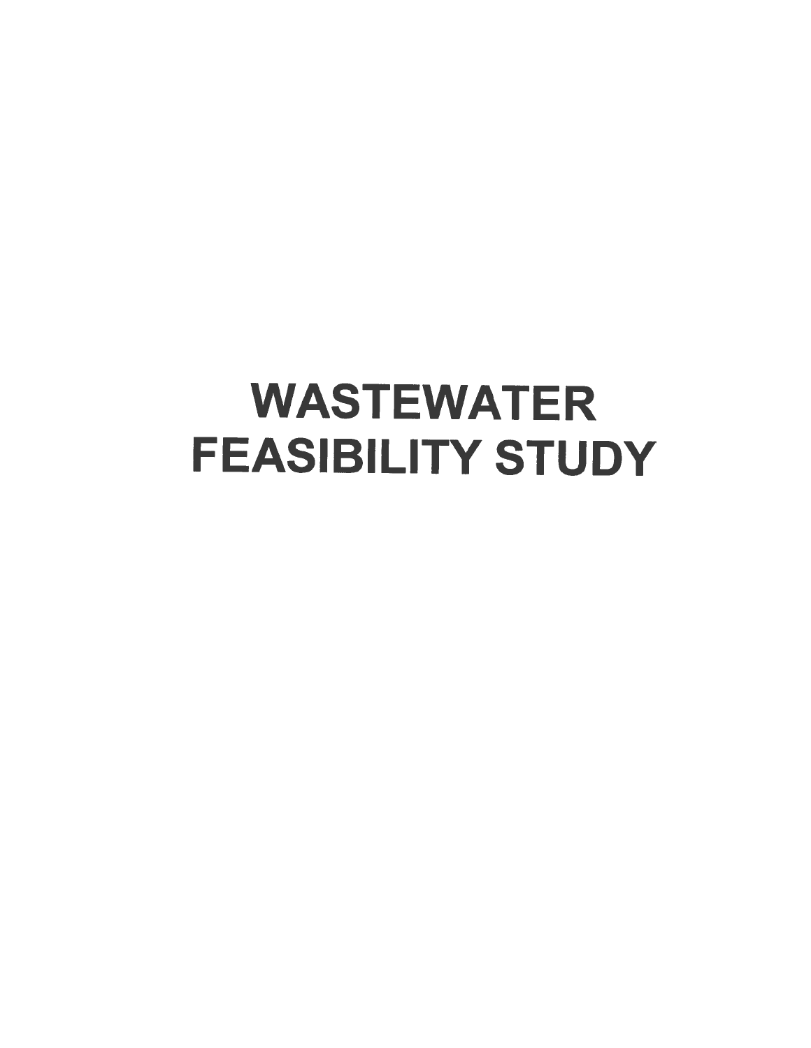# WASTEWATER FEASIBILITY STUDY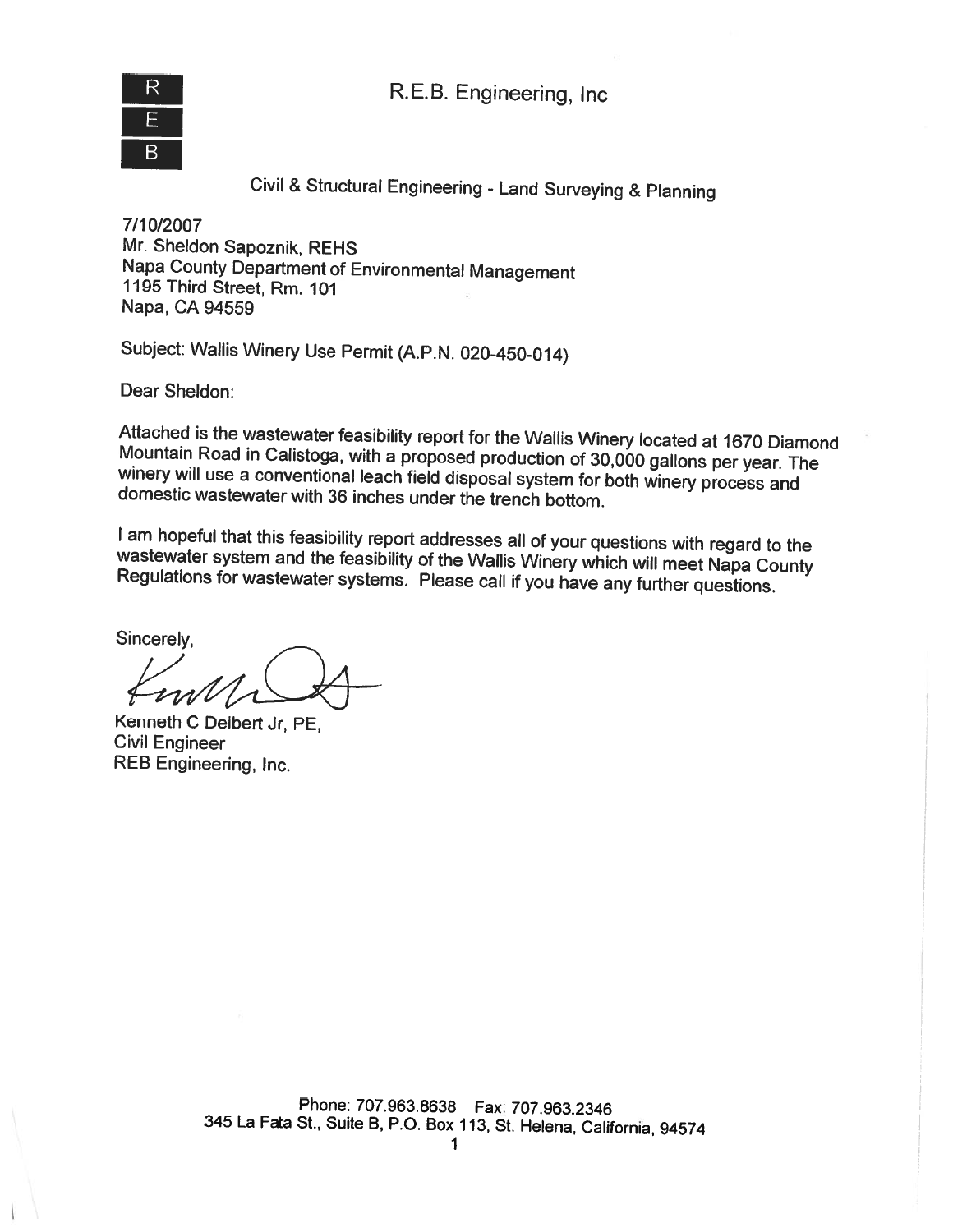R
E
B

# R.E.B. Engineering, Inc

Civil & Structural Engineering - Land Surveying & Planning

7/10/2007
Mr. Sheldon Sapoznik, REHS
Napa County Department of Environmental Management
1195 Third Street, Rm. 101
Napa, CA 94559

Subject: Wallis Winery Use Permit (A.P.N. 020-450-014)

Dear Sheldon:

Attached is the wastewater feasibility report for the Wallis Winery located at 1670 Diamond Mountain Road in Calistoga, with a proposed production of 30,000 gallons per year. The winery will use a conventional leach field disposal system for both winery process and domestic wastewater with 36 inches under the trench bottom.

I am hopeful that this feasibility report addresses all of your questions with regard to the wastewater system and the feasibility of the Wallis Winery which will meet Napa County Regulations for wastewater systems. Please call if you have any further questions.

Sincerely,

Kenneth C Deibert Jr, PE,
Civil Engineer
REB Engineering, Inc.

Phone: 707.963.8638 Fax: 707.963.2346
345 La Fata St., Suite B, P.O. Box 113, St. Helena, California, 94574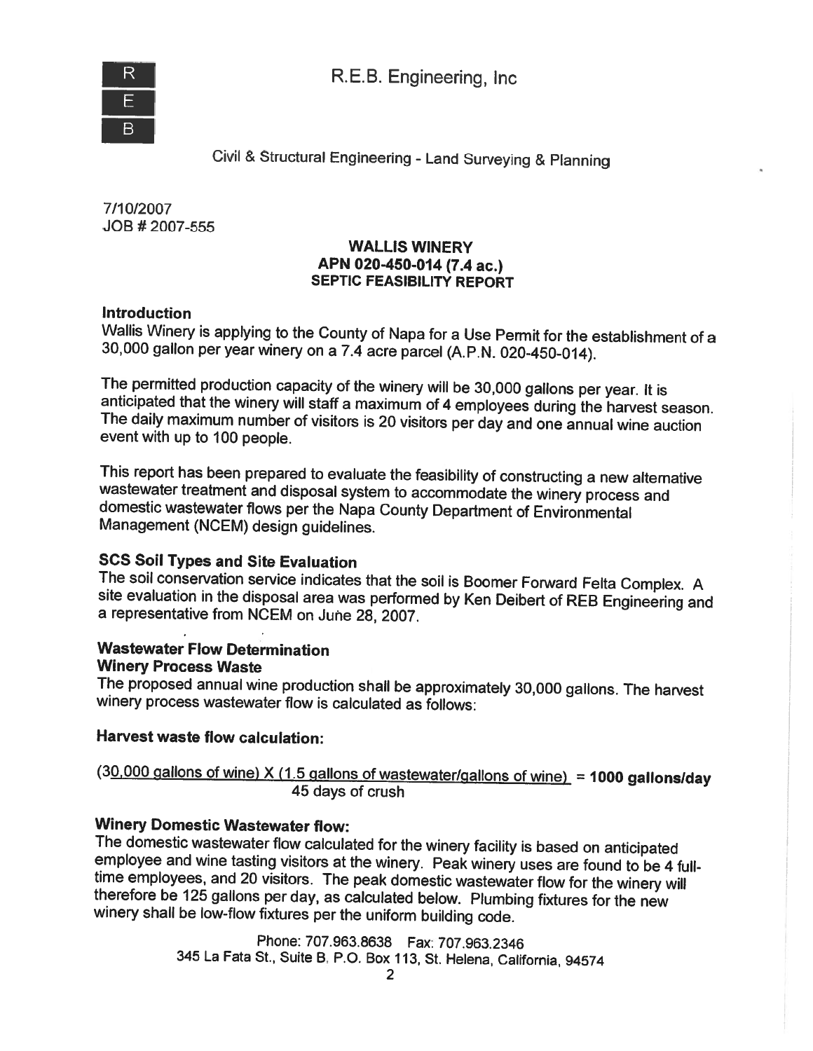R.E.B. Engineering, Inc

Civil & Structural Engineering - Land Surveying & Planning

7/10/2007
JOB # 2007-555

**WALLIS WINERY**
**APN 020-450-014 (7.4 ac.)**
**SEPTIC FEASIBILITY REPORT**

### Introduction

Wallis Winery is applying to the County of Napa for a Use Permit for the establishment of a 30,000 gallon per year winery on a 7.4 acre parcel (A.P.N. 020-450-014).

The permitted production capacity of the winery will be 30,000 gallons per year. It is anticipated that the winery will staff a maximum of 4 employees during the harvest season. The daily maximum number of visitors is 20 visitors per day and one annual wine auction event with up to 100 people.

This report has been prepared to evaluate the feasibility of constructing a new alternative wastewater treatment and disposal system to accommodate the winery process and domestic wastewater flows per the Napa County Department of Environmental Management (NCEM) design guidelines.

### SCS Soil Types and Site Evaluation

The soil conservation service indicates that the soil is Boomer Forward Felta Complex. A site evaluation in the disposal area was performed by Ken Deibert of REB Engineering and a representative from NCEM on June 28, 2007.

### Wastewater Flow Determination

#### Winery Process Waste

The proposed annual wine production shall be approximately 30,000 gallons. The harvest winery process wastewater flow is calculated as follows:

### Harvest waste flow calculation:

$$\frac{(30{,}000 \text{ gallons of wine}) \times (1.5 \text{ gallons of wastewater/gallons of wine})}{45 \text{ days of crush}} = \mathbf{1000\ gallons/day}$$

### Winery Domestic Wastewater flow:

The domestic wastewater flow calculated for the winery facility is based on anticipated employee and wine tasting visitors at the winery. Peak winery uses are found to be 4 full-time employees, and 20 visitors. The peak domestic wastewater flow for the winery will therefore be 125 gallons per day, as calculated below. Plumbing fixtures for the new winery shall be low-flow fixtures per the uniform building code.

Phone: 707.963.8638 Fax: 707.963.2346
345 La Fata St., Suite B, P.O. Box 113, St. Helena, California, 94574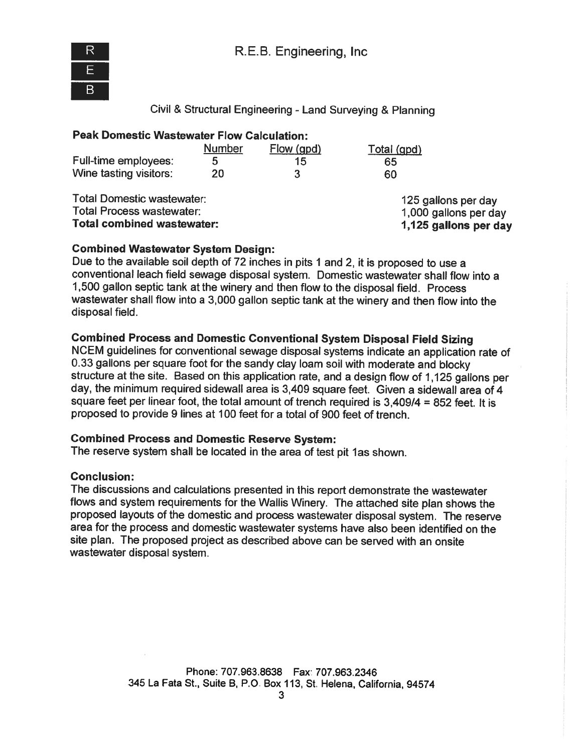R.E.B. Engineering, Inc

Civil & Structural Engineering - Land Surveying & Planning

**Peak Domestic Wastewater Flow Calculation:**

| | Number | Flow (gpd) | Total (gpd) |
|---|---|---|---|
| Full-time employees: | 5 | 15 | 65 |
| Wine tasting visitors: | 20 | 3 | 60 |

| | |
|---|---|
| Total Domestic wastewater: | 125 gallons per day |
| Total Process wastewater: | 1,000 gallons per day |
| **Total combined wastewater:** | **1,125 gallons per day** |

**Combined Wastewater System Design:**

Due to the available soil depth of 72 inches in pits 1 and 2, it is proposed to use a conventional leach field sewage disposal system. Domestic wastewater shall flow into a 1,500 gallon septic tank at the winery and then flow to the disposal field. Process wastewater shall flow into a 3,000 gallon septic tank at the winery and then flow into the disposal field.

**Combined Process and Domestic Conventional System Disposal Field Sizing**

NCEM guidelines for conventional sewage disposal systems indicate an application rate of 0.33 gallons per square foot for the sandy clay loam soil with moderate and blocky structure at the site. Based on this application rate, and a design flow of 1,125 gallons per day, the minimum required sidewall area is 3,409 square feet. Given a sidewall area of 4 square feet per linear foot, the total amount of trench required is 3,409/4 = 852 feet. It is proposed to provide 9 lines at 100 feet for a total of 900 feet of trench.

**Combined Process and Domestic Reserve System:**

The reserve system shall be located in the area of test pit 1as shown.

**Conclusion:**

The discussions and calculations presented in this report demonstrate the wastewater flows and system requirements for the Wallis Winery. The attached site plan shows the proposed layouts of the domestic and process wastewater disposal system. The reserve area for the process and domestic wastewater systems have also been identified on the site plan. The proposed project as described above can be served with an onsite wastewater disposal system.

Phone: 707.963.8638 Fax: 707.963.2346
345 La Fata St., Suite B, P.O. Box 113, St. Helena, California, 94574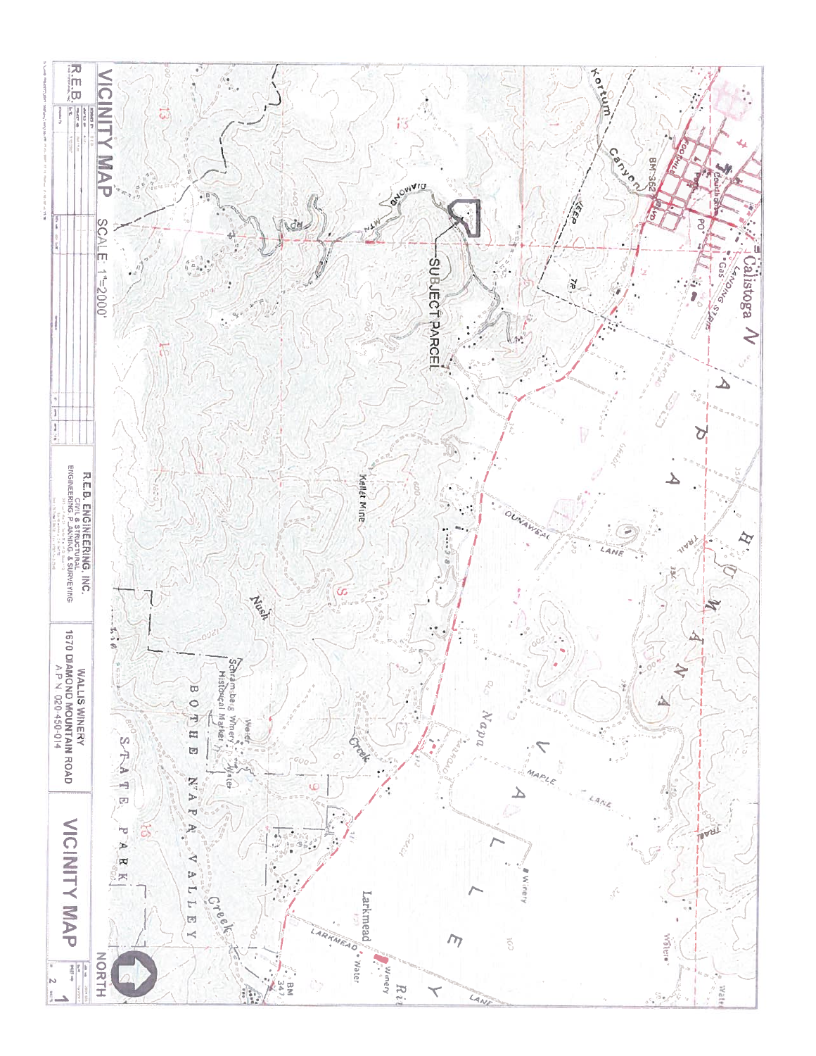# VICINITY MAP

SCALE 1"=2000'

SUBJECT PARCEL

NORTH

**R.E.B. ENGINEERING, INC.**
CIVIL & STRUCTURAL
ENGINEERING, PLANNING & SURVEYING

**WALLIS WINERY**
**1670 DIAMOND MOUNTAIN ROAD**
A.P.N. 020-450-014

**VICINITY MAP**

1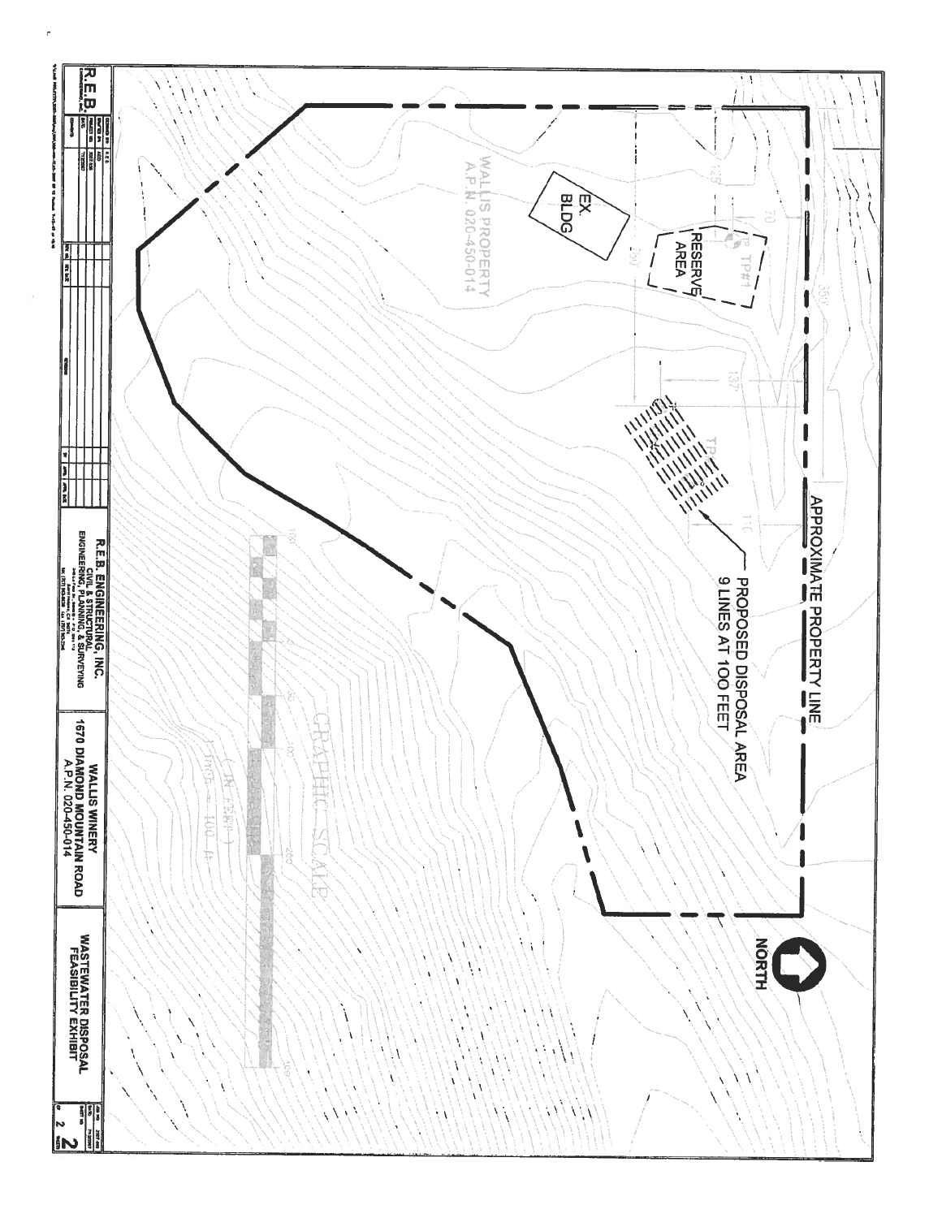APPROXIMATE PROPERTY LINE

NORTH

PROPOSED DISPOSAL AREA
9 LINES AT 100 FEET

RESERVE AREA

TP#1

EX. BLDG

WALLIS PROPERTY
A.P.N. 020-450-014

GRAPHIC SCALE

( IN FEET )
1 inch = 100 ft.

R.E.B. ENGINEERING, INC.
CIVIL & STRUCTURAL
ENGINEERING, PLANNING, & SURVEYING

WALLIS WINERY
1670 DIAMOND MOUNTAIN ROAD
A.P.N. 020-450-014

WASTEWATER DISPOSAL
FEASIBILITY EXHIBIT

2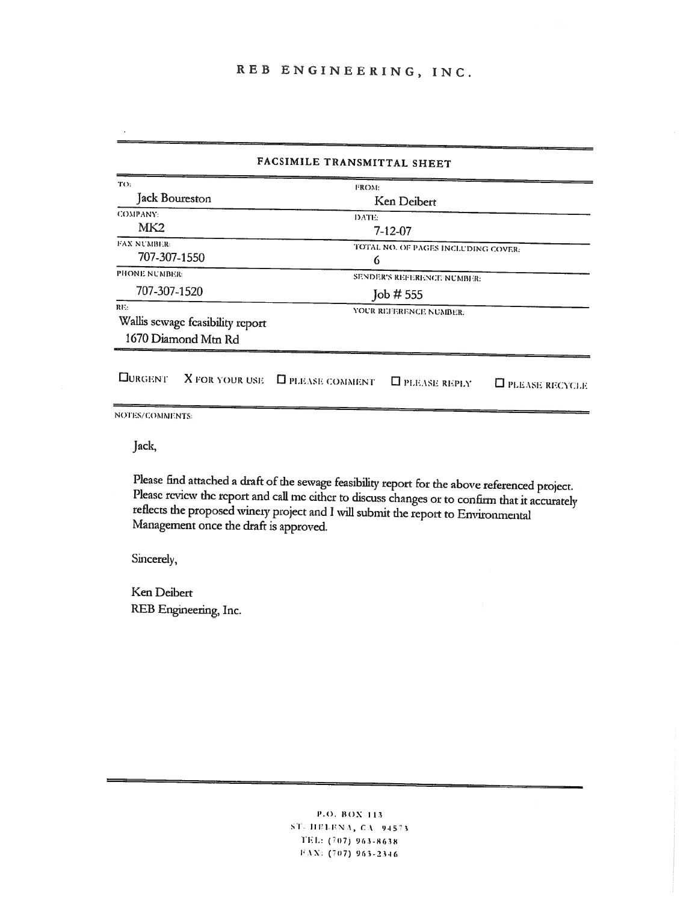# REB ENGINEERING, INC.

## FACSIMILE TRANSMITTAL SHEET

| TO: | FROM: |
|---|---|
| Jack Boureston | Ken Deibert |
| COMPANY: | DATE: |
| MK2 | 7-12-07 |
| FAX NUMBER: | TOTAL NO. OF PAGES INCLUDING COVER: |
| 707-307-1550 | 6 |
| PHONE NUMBER: | SENDER'S REFERENCE NUMBER: |
| 707-307-1520 | Job # 555 |
| RE: | YOUR REFERENCE NUMBER: |
| Wallis sewage feasibility report<br>1670 Diamond Mtn Rd | |

☐ URGENT X FOR YOUR USE ☐ PLEASE COMMENT ☐ PLEASE REPLY ☐ PLEASE RECYCLE

NOTES/COMMENTS:

Jack,

Please find attached a draft of the sewage feasibility report for the above referenced project. Please review the report and call me either to discuss changes or to confirm that it accurately reflects the proposed winery project and I will submit the report to Environmental Management once the draft is approved.

Sincerely,

Ken Deibert
REB Engineering, Inc.

P.O. BOX 113
ST. HELENA, CA 94573
TEL: (707) 963-8638
FAX: (707) 963-2346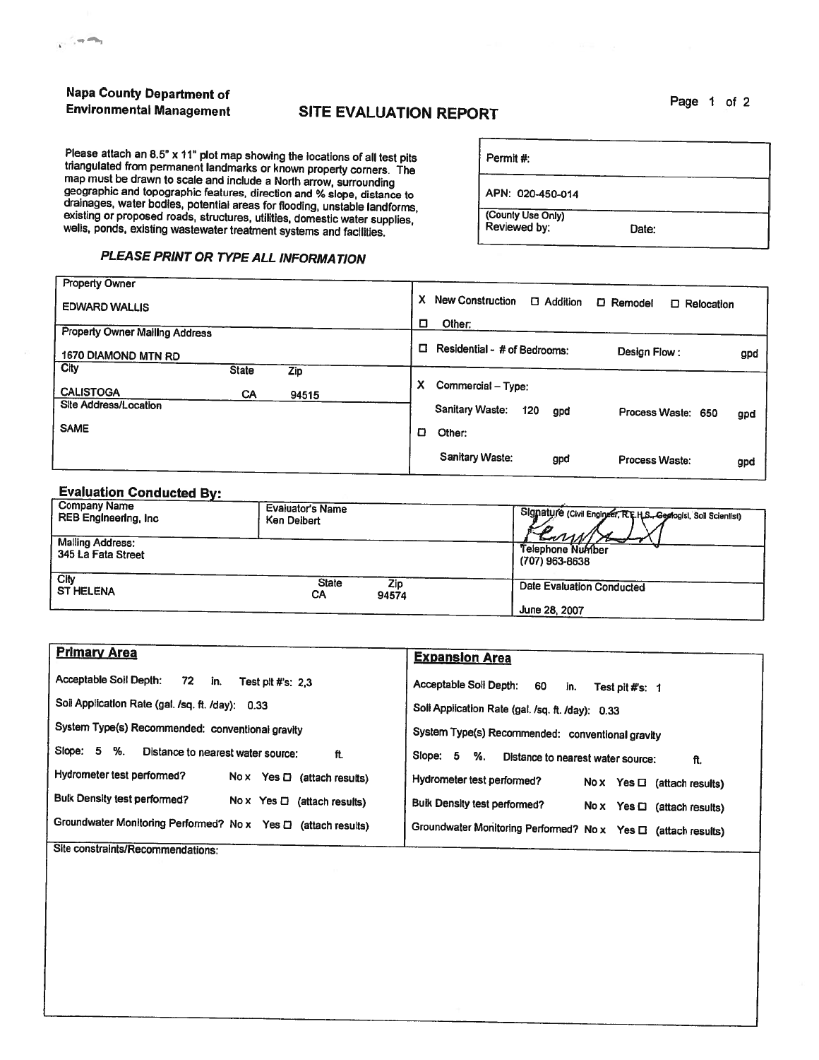**Napa County Department of Environmental Management**

# SITE EVALUATION REPORT

Please attach an 8.5" x 11" plot map showing the locations of all test pits triangulated from permanent landmarks or known property corners. The map must be drawn to scale and include a North arrow, surrounding geographic and topographic features, direction and % slope, distance to drainages, water bodies, potential areas for flooding, unstable landforms, existing or proposed roads, structures, utilities, domestic water supplies, wells, ponds, existing wastewater treatment systems and facilities.

| Permit #: | |
|---|---|
| APN: 020-450-014 | |
| (County Use Only) Reviewed by: | Date: |

***PLEASE PRINT OR TYPE ALL INFORMATION***

| Property Owner | | | X New Construction ☐ Addition ☐ Remodel ☐ Relocation ☐ Other: |
|---|---|---|---|
| EDWARD WALLIS | | | |
| Property Owner Mailing Address | | | ☐ Residential - # of Bedrooms: Design Flow: gpd |
| 1670 DIAMOND MTN RD | | | |
| City | State | Zip | X Commercial – Type: |
| CALISTOGA | CA | 94515 | Sanitary Waste: 120 gpd Process Waste: 650 gpd |
| Site Address/Location | | | ☐ Other: |
| SAME | | | Sanitary Waste: gpd Process Waste: gpd |

## Evaluation Conducted By:

| Company Name | Evaluator's Name | | Signature (Civil Engineer, R.E.H.S., Geologist, Soil Scientist) |
|---|---|---|---|
| REB Engineering, Inc | Ken Deibert | | [signature] |
| Mailing Address: 345 La Fata Street | | | Telephone Number (707) 963-8638 |
| City ST HELENA | State CA | Zip 94574 | Date Evaluation Conducted June 28, 2007 |

| **Primary Area** | **Expansion Area** |
|---|---|
| Acceptable Soil Depth: 72 in. Test pit #'s: 2,3 | Acceptable Soil Depth: 60 in. Test pit #'s: 1 |
| Soil Application Rate (gal. /sq. ft. /day): 0.33 | Soil Application Rate (gal. /sq. ft. /day): 0.33 |
| System Type(s) Recommended: conventional gravity | System Type(s) Recommended: conventional gravity |
| Slope: 5 %. Distance to nearest water source: ft. | Slope: 5 %. Distance to nearest water source: ft. |
| Hydrometer test performed? No x Yes ☐ (attach results) | Hydrometer test performed? No x Yes ☐ (attach results) |
| Bulk Density test performed? No x Yes ☐ (attach results) | Bulk Density test performed? No x Yes ☐ (attach results) |
| Groundwater Monitoring Performed? No x Yes ☐ (attach results) | Groundwater Monitoring Performed? No x Yes ☐ (attach results) |

Site constraints/Recommendations: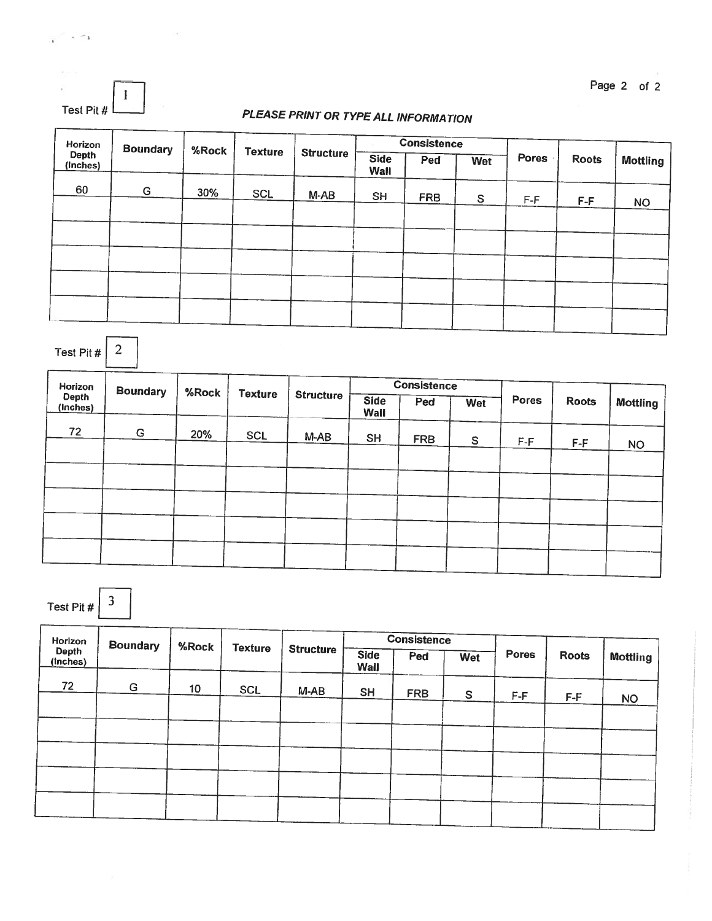Test Pit # 1

***PLEASE PRINT OR TYPE ALL INFORMATION***

| Horizon Depth (Inches) | Boundary | %Rock | Texture | Structure | Consistence | | | Pores | Roots | Mottling |
|---|---|---|---|---|---|---|---|---|---|---|
| | | | | | Side Wall | Ped | Wet | | | |
| 60 | G | 30% | SCL | M-AB | SH | FRB | S | F-F | F-F | NO |
| | | | | | | | | | | |
| | | | | | | | | | | |
| | | | | | | | | | | |
| | | | | | | | | | | |
| | | | | | | | | | | |

Test Pit # 2

| Horizon Depth (Inches) | Boundary | %Rock | Texture | Structure | Consistence | | | Pores | Roots | Mottling |
|---|---|---|---|---|---|---|---|---|---|---|
| | | | | | Side Wall | Ped | Wet | | | |
| 72 | G | 20% | SCL | M-AB | SH | FRB | S | F-F | F-F | NO |
| | | | | | | | | | | |
| | | | | | | | | | | |
| | | | | | | | | | | |
| | | | | | | | | | | |
| | | | | | | | | | | |

Test Pit # 3

| Horizon Depth (Inches) | Boundary | %Rock | Texture | Structure | Consistence | | | Pores | Roots | Mottling |
|---|---|---|---|---|---|---|---|---|---|---|
| | | | | | Side Wall | Ped | Wet | | | |
| 72 | G | 10 | SCL | M-AB | SH | FRB | S | F-F | F-F | NO |
| | | | | | | | | | | |
| | | | | | | | | | | |
| | | | | | | | | | | |
| | | | | | | | | | | |
| | | | | | | | | | | |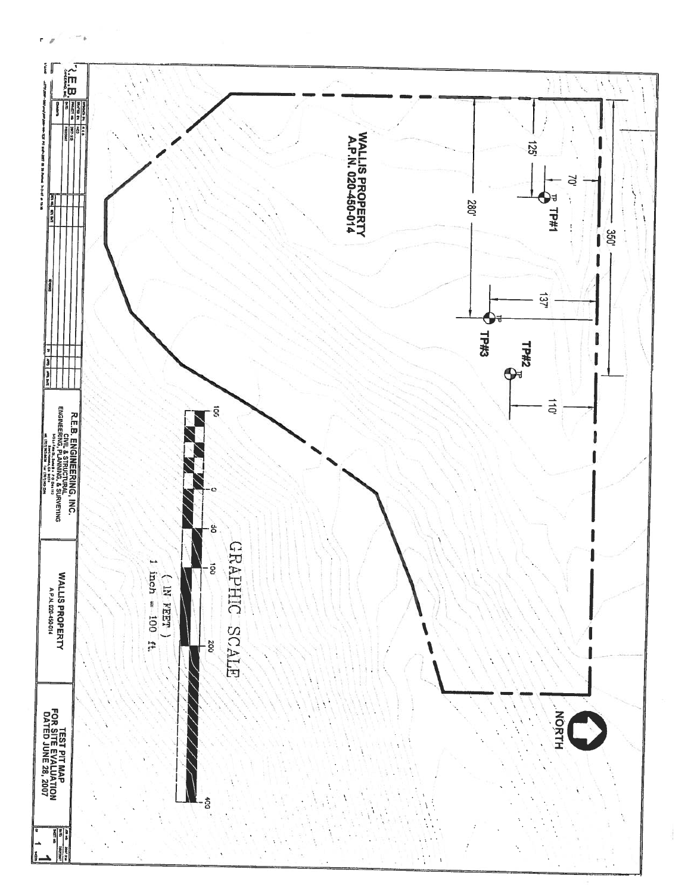WALLIS PROPERTY
A.P.N. 020-450-014

TP#1

TP#2

TP#3

350'

125'

70'

280'

137'

110'

NORTH

GRAPHIC SCALE

100 0 50 100 200 400

( IN FEET )
1 inch = 100 ft.

R.E.B. ENGINEERING, INC.
CIVIL & STRUCTURAL
ENGINEERING, PLANNING, & SURVEYING

WALLIS PROPERTY
A.P.N. 020-450-014

TEST PIT MAP
FOR SITE EVALUATION
DATED JUNE 28, 2007

1 OF 1